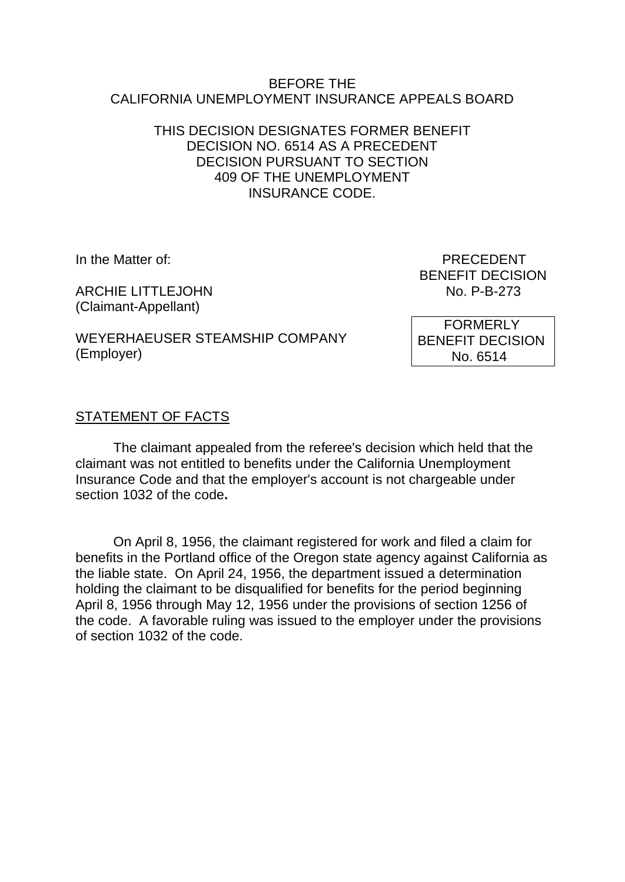BEFORE THE
CALIFORNIA UNEMPLOYMENT INSURANCE APPEALS BOARD

THIS DECISION DESIGNATES FORMER BENEFIT DECISION NO. 6514 AS A PRECEDENT DECISION PURSUANT TO SECTION 409 OF THE UNEMPLOYMENT INSURANCE CODE.

In the Matter of:

ARCHIE LITTLEJOHN
(Claimant-Appellant)

WEYERHAEUSER STEAMSHIP COMPANY
(Employer)

PRECEDENT
BENEFIT DECISION
No. P-B-273

FORMERLY
BENEFIT DECISION
No. 6514

STATEMENT OF FACTS

The claimant appealed from the referee's decision which held that the claimant was not entitled to benefits under the California Unemployment Insurance Code and that the employer's account is not chargeable under section 1032 of the code**.**

On April 8, 1956, the claimant registered for work and filed a claim for benefits in the Portland office of the Oregon state agency against California as the liable state. On April 24, 1956, the department issued a determination holding the claimant to be disqualified for benefits for the period beginning April 8, 1956 through May 12, 1956 under the provisions of section 1256 of the code. A favorable ruling was issued to the employer under the provisions of section 1032 of the code.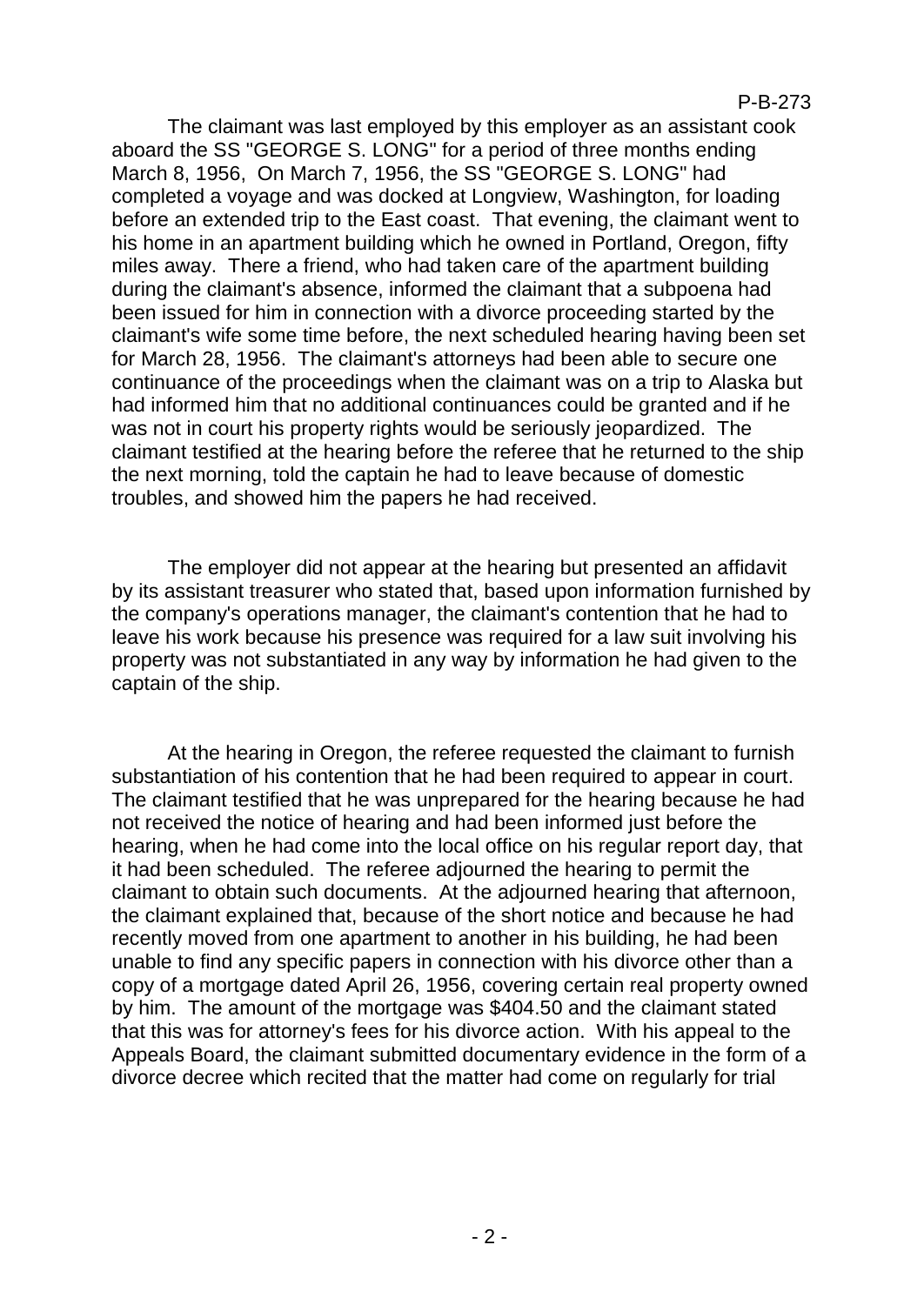The claimant was last employed by this employer as an assistant cook aboard the SS "GEORGE S. LONG" for a period of three months ending March 8, 1956, On March 7, 1956, the SS "GEORGE S. LONG" had completed a voyage and was docked at Longview, Washington, for loading before an extended trip to the East coast. That evening, the claimant went to his home in an apartment building which he owned in Portland, Oregon, fifty miles away. There a friend, who had taken care of the apartment building during the claimant's absence, informed the claimant that a subpoena had been issued for him in connection with a divorce proceeding started by the claimant's wife some time before, the next scheduled hearing having been set for March 28, 1956. The claimant's attorneys had been able to secure one continuance of the proceedings when the claimant was on a trip to Alaska but had informed him that no additional continuances could be granted and if he was not in court his property rights would be seriously jeopardized. The claimant testified at the hearing before the referee that he returned to the ship the next morning, told the captain he had to leave because of domestic troubles, and showed him the papers he had received.

The employer did not appear at the hearing but presented an affidavit by its assistant treasurer who stated that, based upon information furnished by the company's operations manager, the claimant's contention that he had to leave his work because his presence was required for a law suit involving his property was not substantiated in any way by information he had given to the captain of the ship.

At the hearing in Oregon, the referee requested the claimant to furnish substantiation of his contention that he had been required to appear in court. The claimant testified that he was unprepared for the hearing because he had not received the notice of hearing and had been informed just before the hearing, when he had come into the local office on his regular report day, that it had been scheduled. The referee adjourned the hearing to permit the claimant to obtain such documents. At the adjourned hearing that afternoon, the claimant explained that, because of the short notice and because he had recently moved from one apartment to another in his building, he had been unable to find any specific papers in connection with his divorce other than a copy of a mortgage dated April 26, 1956, covering certain real property owned by him. The amount of the mortgage was $404.50 and the claimant stated that this was for attorney's fees for his divorce action. With his appeal to the Appeals Board, the claimant submitted documentary evidence in the form of a divorce decree which recited that the matter had come on regularly for trial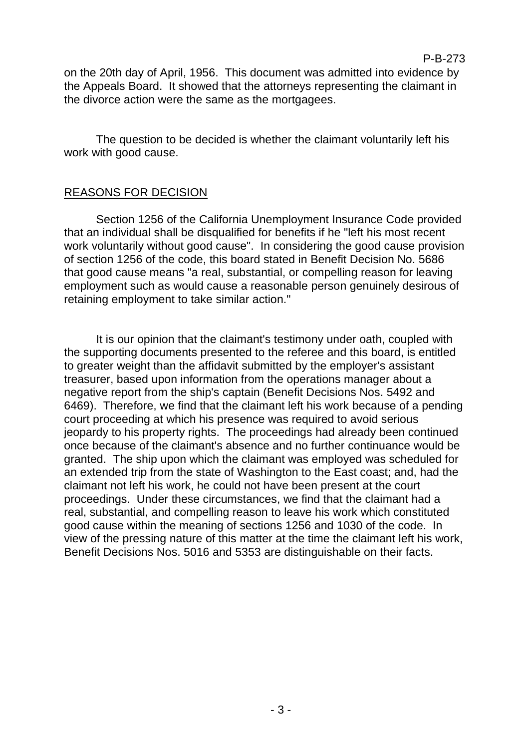on the 20th day of April, 1956. This document was admitted into evidence by the Appeals Board. It showed that the attorneys representing the claimant in the divorce action were the same as the mortgagees.

The question to be decided is whether the claimant voluntarily left his work with good cause.

## REASONS FOR DECISION

Section 1256 of the California Unemployment Insurance Code provided that an individual shall be disqualified for benefits if he "left his most recent work voluntarily without good cause". In considering the good cause provision of section 1256 of the code, this board stated in Benefit Decision No. 5686 that good cause means "a real, substantial, or compelling reason for leaving employment such as would cause a reasonable person genuinely desirous of retaining employment to take similar action."

It is our opinion that the claimant's testimony under oath, coupled with the supporting documents presented to the referee and this board, is entitled to greater weight than the affidavit submitted by the employer's assistant treasurer, based upon information from the operations manager about a negative report from the ship's captain (Benefit Decisions Nos. 5492 and 6469). Therefore, we find that the claimant left his work because of a pending court proceeding at which his presence was required to avoid serious jeopardy to his property rights. The proceedings had already been continued once because of the claimant's absence and no further continuance would be granted. The ship upon which the claimant was employed was scheduled for an extended trip from the state of Washington to the East coast; and, had the claimant not left his work, he could not have been present at the court proceedings. Under these circumstances, we find that the claimant had a real, substantial, and compelling reason to leave his work which constituted good cause within the meaning of sections 1256 and 1030 of the code. In view of the pressing nature of this matter at the time the claimant left his work, Benefit Decisions Nos. 5016 and 5353 are distinguishable on their facts.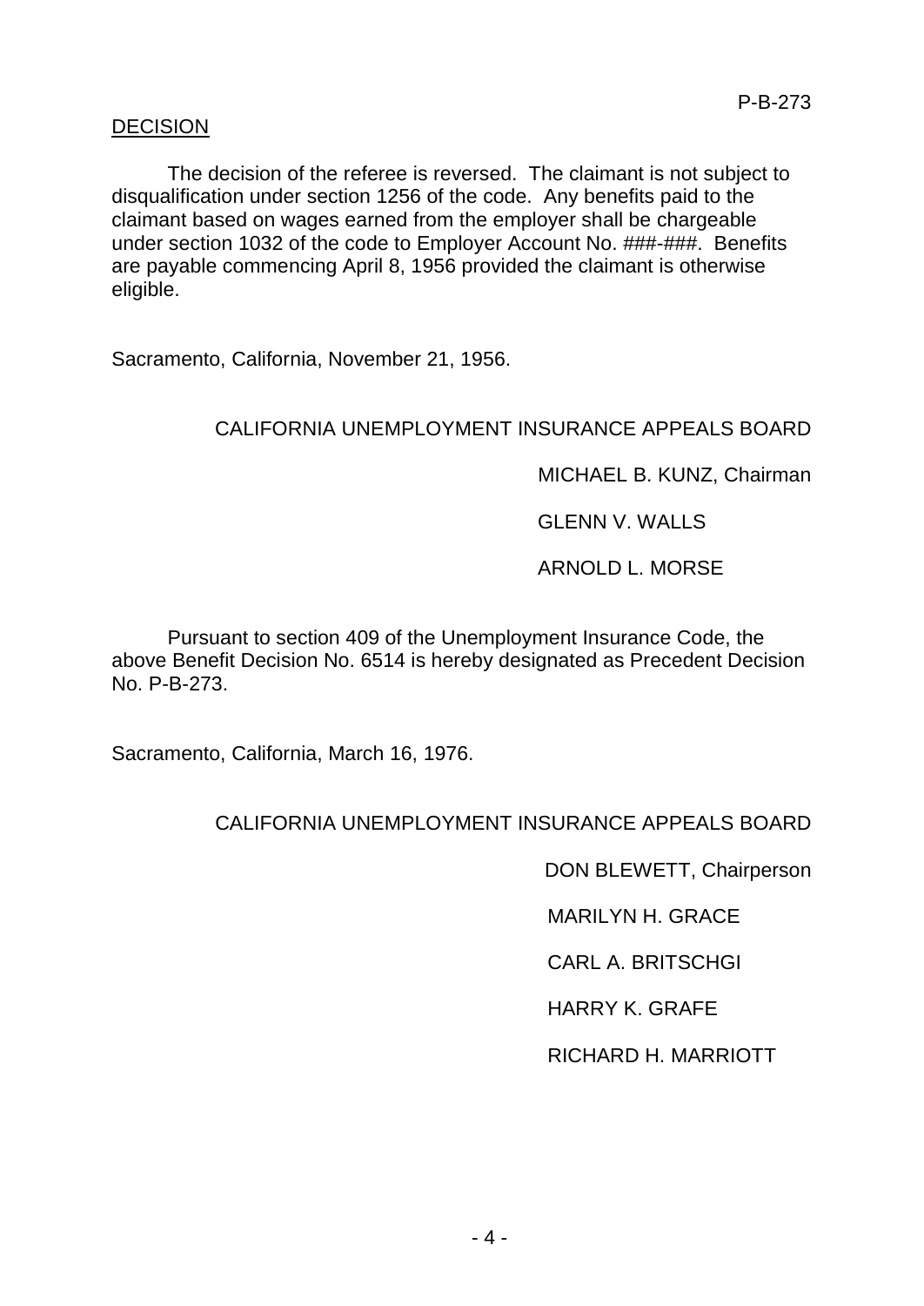## DECISION

The decision of the referee is reversed. The claimant is not subject to disqualification under section 1256 of the code. Any benefits paid to the claimant based on wages earned from the employer shall be chargeable under section 1032 of the code to Employer Account No. ###-###. Benefits are payable commencing April 8, 1956 provided the claimant is otherwise eligible.

Sacramento, California, November 21, 1956.

CALIFORNIA UNEMPLOYMENT INSURANCE APPEALS BOARD

MICHAEL B. KUNZ, Chairman

GLENN V. WALLS

ARNOLD L. MORSE

Pursuant to section 409 of the Unemployment Insurance Code, the above Benefit Decision No. 6514 is hereby designated as Precedent Decision No. P-B-273.

Sacramento, California, March 16, 1976.

CALIFORNIA UNEMPLOYMENT INSURANCE APPEALS BOARD

DON BLEWETT, Chairperson

MARILYN H. GRACE

CARL A. BRITSCHGI

HARRY K. GRAFE

RICHARD H. MARRIOTT